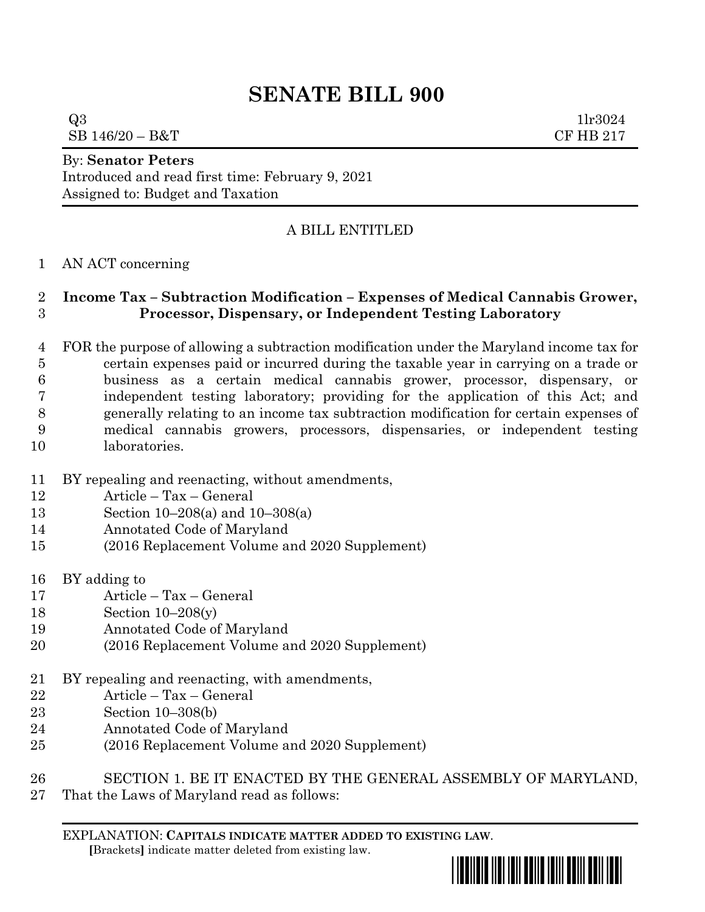# SENATE BILL 900

Q3 1lr3024
SB 146/20 – B&T CF HB 217

By: **Senator Peters**
Introduced and read first time: February 9, 2021
Assigned to: Budget and Taxation

A BILL ENTITLED

1 AN ACT concerning

2 **Income Tax – Subtraction Modification – Expenses of Medical Cannabis Grower,**
3 **Processor, Dispensary, or Independent Testing Laboratory**

4 FOR the purpose of allowing a subtraction modification under the Maryland income tax for
5 certain expenses paid or incurred during the taxable year in carrying on a trade or
6 business as a certain medical cannabis grower, processor, dispensary, or
7 independent testing laboratory; providing for the application of this Act; and
8 generally relating to an income tax subtraction modification for certain expenses of
9 medical cannabis growers, processors, dispensaries, or independent testing
10 laboratories.

11 BY repealing and reenacting, without amendments,
12 Article – Tax – General
13 Section 10–208(a) and 10–308(a)
14 Annotated Code of Maryland
15 (2016 Replacement Volume and 2020 Supplement)

16 BY adding to
17 Article – Tax – General
18 Section 10–208(y)
19 Annotated Code of Maryland
20 (2016 Replacement Volume and 2020 Supplement)

21 BY repealing and reenacting, with amendments,
22 Article – Tax – General
23 Section 10–308(b)
24 Annotated Code of Maryland
25 (2016 Replacement Volume and 2020 Supplement)

26 SECTION 1. BE IT ENACTED BY THE GENERAL ASSEMBLY OF MARYLAND,
27 That the Laws of Maryland read as follows:

EXPLANATION: **CAPITALS INDICATE MATTER ADDED TO EXISTING LAW.**
**[**Brackets**]** indicate matter deleted from existing law.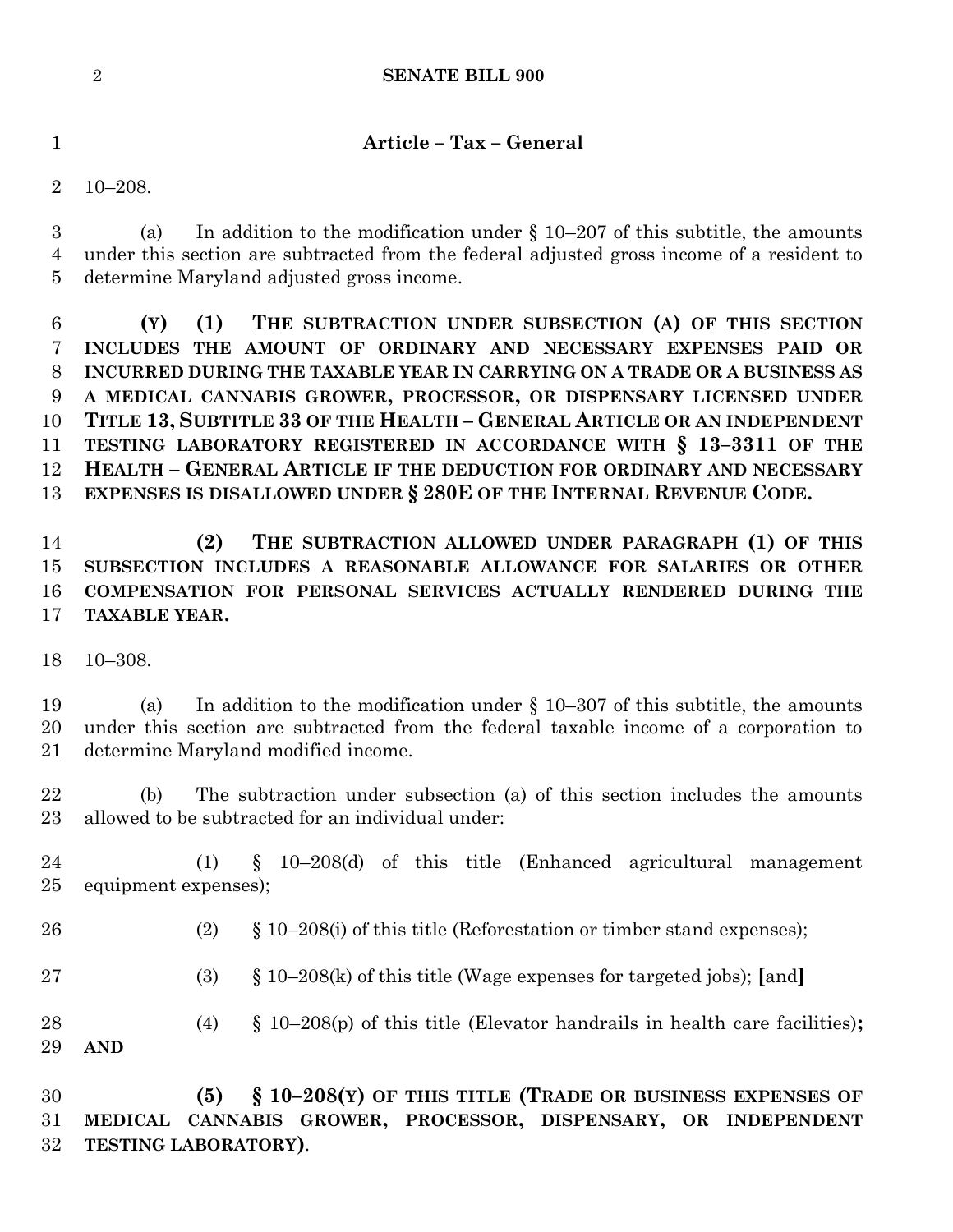**Article – Tax – General**

10–208.

(a) In addition to the modification under § 10–207 of this subtitle, the amounts under this section are subtracted from the federal adjusted gross income of a resident to determine Maryland adjusted gross income.

**(Y) (1) THE SUBTRACTION UNDER SUBSECTION (A) OF THIS SECTION INCLUDES THE AMOUNT OF ORDINARY AND NECESSARY EXPENSES PAID OR INCURRED DURING THE TAXABLE YEAR IN CARRYING ON A TRADE OR A BUSINESS AS A MEDICAL CANNABIS GROWER, PROCESSOR, OR DISPENSARY LICENSED UNDER TITLE 13, SUBTITLE 33 OF THE HEALTH – GENERAL ARTICLE OR AN INDEPENDENT TESTING LABORATORY REGISTERED IN ACCORDANCE WITH § 13–3311 OF THE HEALTH – GENERAL ARTICLE IF THE DEDUCTION FOR ORDINARY AND NECESSARY EXPENSES IS DISALLOWED UNDER § 280E OF THE INTERNAL REVENUE CODE.**

**(2) THE SUBTRACTION ALLOWED UNDER PARAGRAPH (1) OF THIS SUBSECTION INCLUDES A REASONABLE ALLOWANCE FOR SALARIES OR OTHER COMPENSATION FOR PERSONAL SERVICES ACTUALLY RENDERED DURING THE TAXABLE YEAR.**

10–308.

(a) In addition to the modification under § 10–307 of this subtitle, the amounts under this section are subtracted from the federal taxable income of a corporation to determine Maryland modified income.

(b) The subtraction under subsection (a) of this section includes the amounts allowed to be subtracted for an individual under:

(1) § 10–208(d) of this title (Enhanced agricultural management equipment expenses);

(2) § 10–208(i) of this title (Reforestation or timber stand expenses);

(3) § 10–208(k) of this title (Wage expenses for targeted jobs); **[**and**]**

(4) § 10–208(p) of this title (Elevator handrails in health care facilities)**; AND**

**(5) § 10–208(Y) OF THIS TITLE (TRADE OR BUSINESS EXPENSES OF MEDICAL CANNABIS GROWER, PROCESSOR, DISPENSARY, OR INDEPENDENT TESTING LABORATORY)**.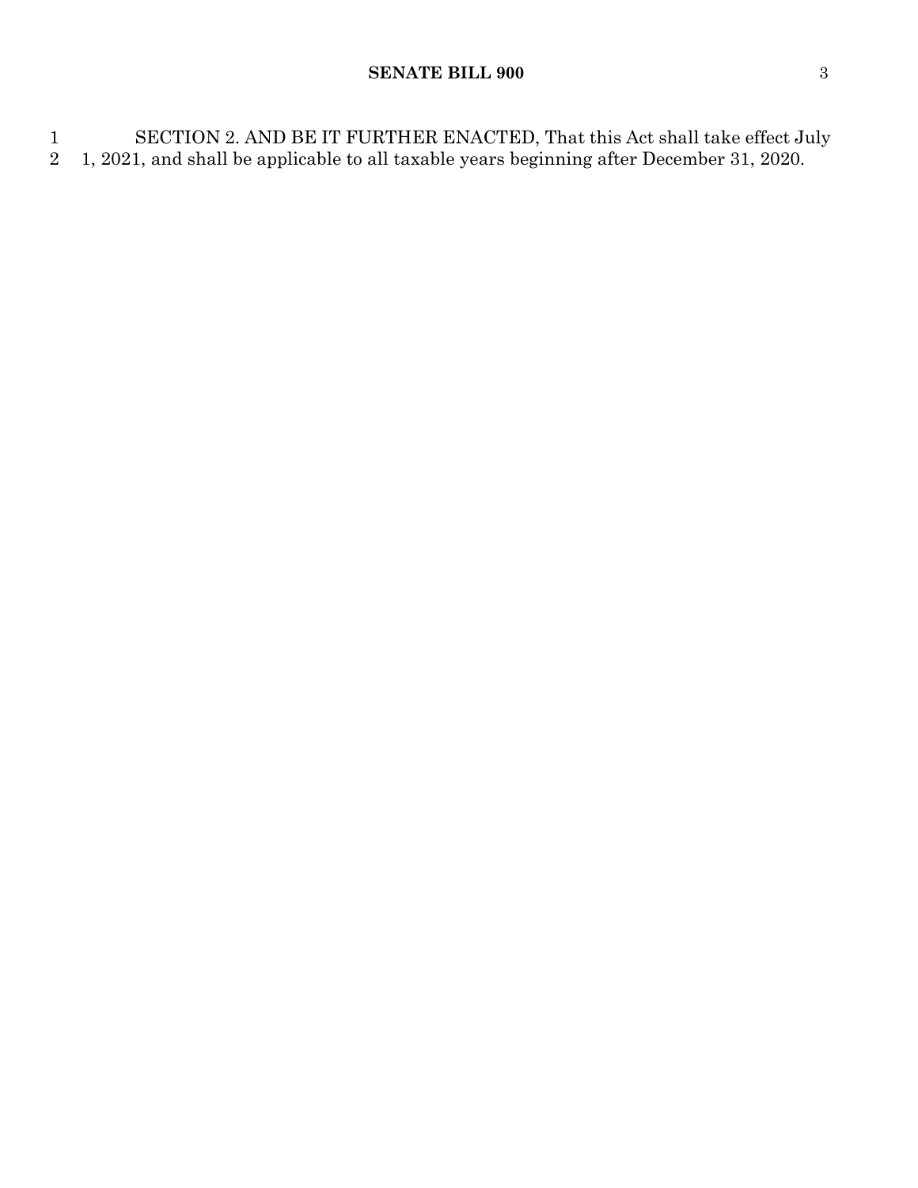SECTION 2. AND BE IT FURTHER ENACTED, That this Act shall take effect July 1, 2021, and shall be applicable to all taxable years beginning after December 31, 2020.